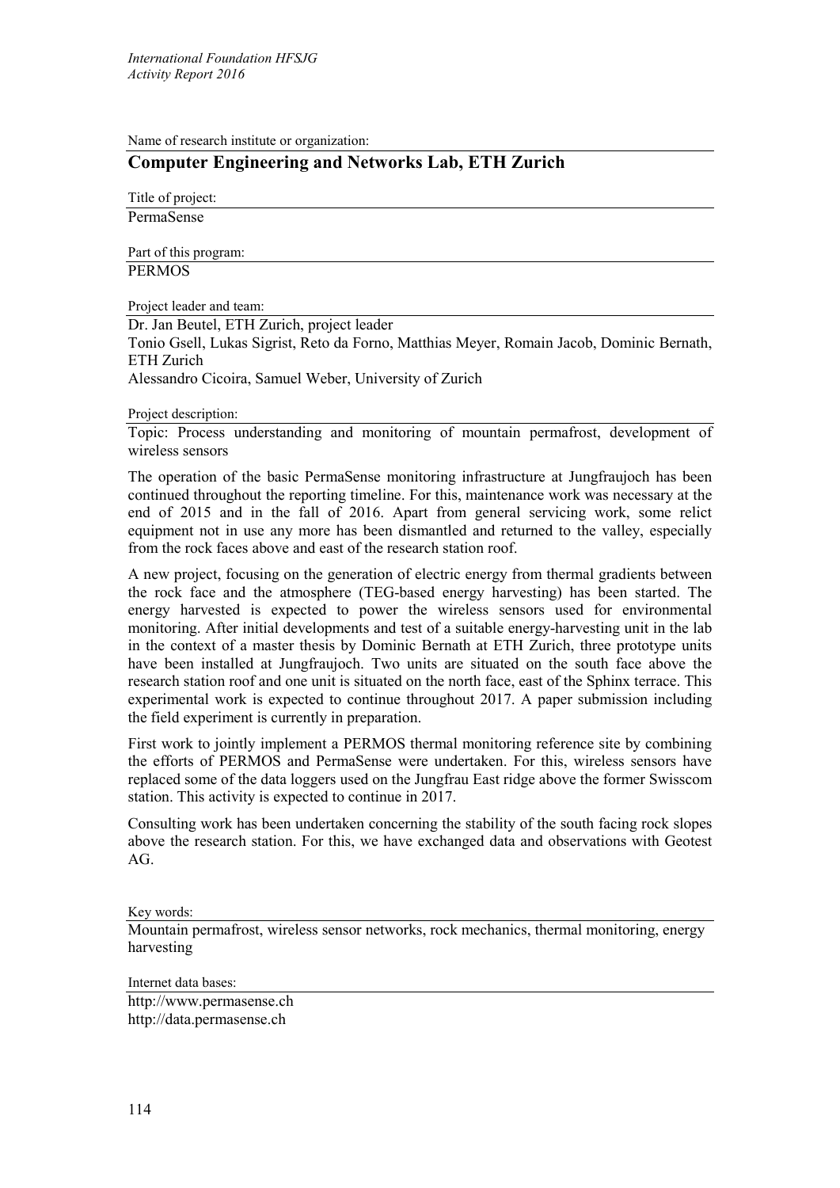Name of research institute or organization:

## Computer Engineering and Networks Lab, ETH Zurich

Title of project:

PermaSense

Part of this program:

PERMOS

Project leader and team:

Dr. Jan Beutel, ETH Zurich, project leader
Tonio Gsell, Lukas Sigrist, Reto da Forno, Matthias Meyer, Romain Jacob, Dominic Bernath, ETH Zurich
Alessandro Cicoira, Samuel Weber, University of Zurich

Project description:

Topic: Process understanding and monitoring of mountain permafrost, development of wireless sensors

The operation of the basic PermaSense monitoring infrastructure at Jungfraujoch has been continued throughout the reporting timeline. For this, maintenance work was necessary at the end of 2015 and in the fall of 2016. Apart from general servicing work, some relict equipment not in use any more has been dismantled and returned to the valley, especially from the rock faces above and east of the research station roof.

A new project, focusing on the generation of electric energy from thermal gradients between the rock face and the atmosphere (TEG-based energy harvesting) has been started. The energy harvested is expected to power the wireless sensors used for environmental monitoring. After initial developments and test of a suitable energy-harvesting unit in the lab in the context of a master thesis by Dominic Bernath at ETH Zurich, three prototype units have been installed at Jungfraujoch. Two units are situated on the south face above the research station roof and one unit is situated on the north face, east of the Sphinx terrace. This experimental work is expected to continue throughout 2017. A paper submission including the field experiment is currently in preparation.

First work to jointly implement a PERMOS thermal monitoring reference site by combining the efforts of PERMOS and PermaSense were undertaken. For this, wireless sensors have replaced some of the data loggers used on the Jungfrau East ridge above the former Swisscom station. This activity is expected to continue in 2017.

Consulting work has been undertaken concerning the stability of the south facing rock slopes above the research station. For this, we have exchanged data and observations with Geotest AG.

Key words:

Mountain permafrost, wireless sensor networks, rock mechanics, thermal monitoring, energy harvesting

Internet data bases:

http://www.permasense.ch
http://data.permasense.ch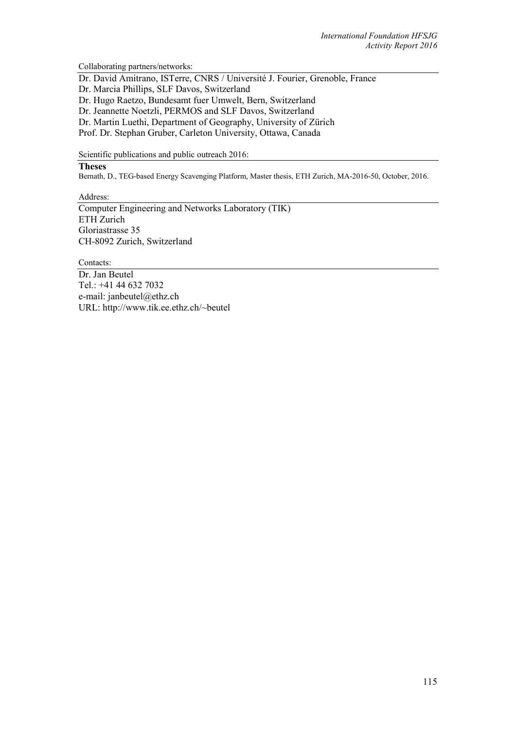Collaborating partners/networks:

Dr. David Amitrano, ISTerre, CNRS / Université J. Fourier, Grenoble, France
Dr. Marcia Phillips, SLF Davos, Switzerland
Dr. Hugo Raetzo, Bundesamt fuer Umwelt, Bern, Switzerland
Dr. Jeannette Noetzli, PERMOS and SLF Davos, Switzerland
Dr. Martin Luethi, Department of Geography, University of Zürich
Prof. Dr. Stephan Gruber, Carleton University, Ottawa, Canada

Scientific publications and public outreach 2016:

**Theses**

Bernath, D., TEG-based Energy Scavenging Platform, Master thesis, ETH Zurich, MA-2016-50, October, 2016.

Address:

Computer Engineering and Networks Laboratory (TIK)
ETH Zurich
Gloriastrasse 35
CH-8092 Zurich, Switzerland

Contacts:

Dr. Jan Beutel
Tel.: +41 44 632 7032
e-mail: janbeutel@ethz.ch
URL: http://www.tik.ee.ethz.ch/~beutel